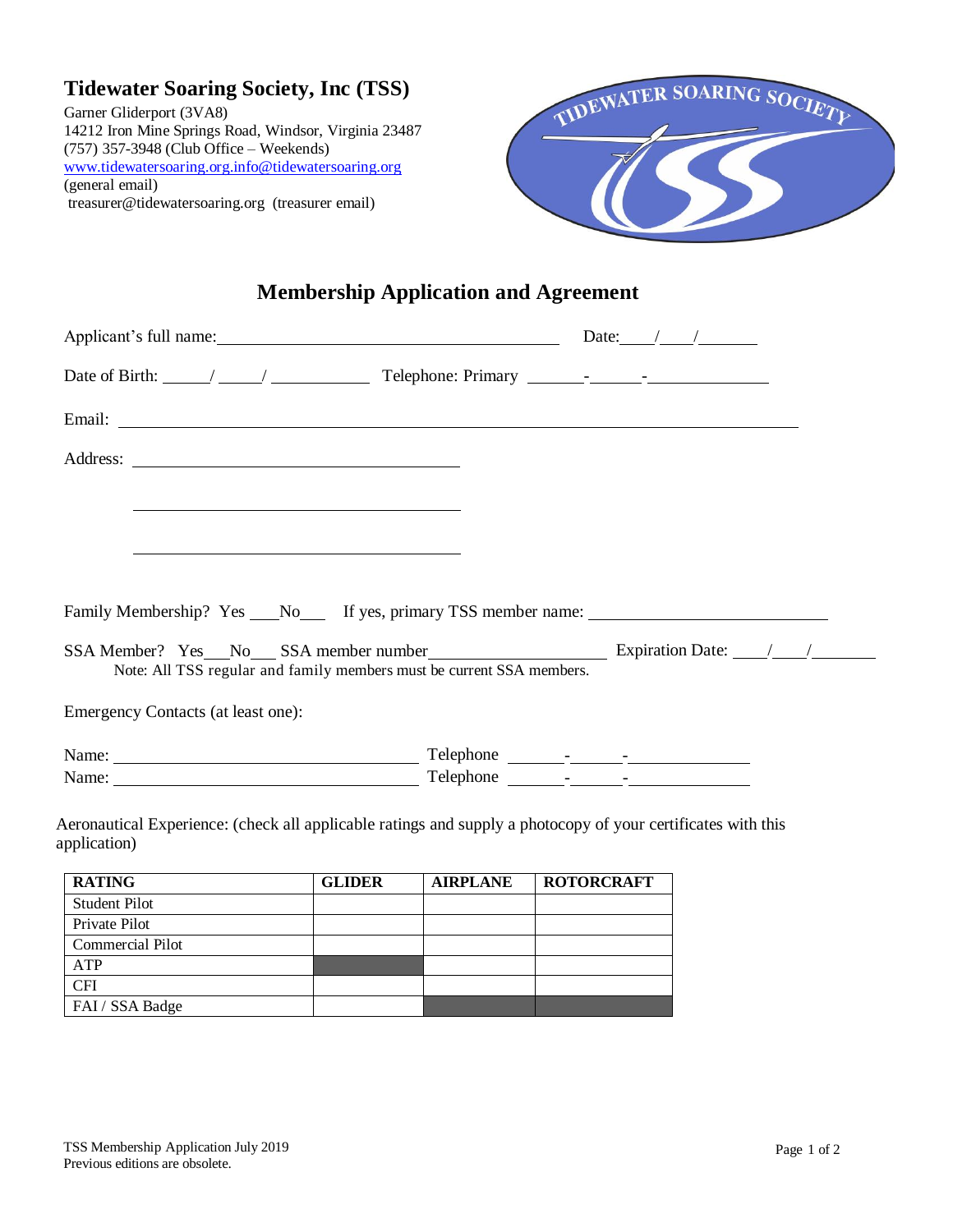**Tidewater Soaring Society, Inc (TSS)**

Garner Gliderport (3VA8)
14212 Iron Mine Springs Road, Windsor, Virginia 23487
(757) 357-3948 (Club Office – Weekends)
www.tidewatersoaring.org.info@tidewatersoaring.org
(general email)
treasurer@tidewatersoaring.org (treasurer email)

# Membership Application and Agreement

Applicant's full name: ________________________________________ Date: ____/____/_______

Date of Birth: _____/_____/__________ Telephone: Primary ______-______-____________

Email: ____________________________________________________________________________

Address: ________________________________________

________________________________________

________________________________________

Family Membership? Yes ___No___ If yes, primary TSS member name: ___________________________

SSA Member? Yes___No___ SSA member number____________________ Expiration Date: ____/____/_______

Note: All TSS regular and family members must be current SSA members.

Emergency Contacts (at least one):

Name: ____________________________________ Telephone ______-______-____________

Name: ____________________________________ Telephone ______-______-____________

Aeronautical Experience: (check all applicable ratings and supply a photocopy of your certificates with this application)

| RATING | GLIDER | AIRPLANE | ROTORCRAFT |
|---|---|---|---|
| Student Pilot | | | |
| Private Pilot | | | |
| Commercial Pilot | | | |
| ATP | | | |
| CFI | | | |
| FAI / SSA Badge | | | |

TSS Membership Application July 2019
Previous editions are obsolete.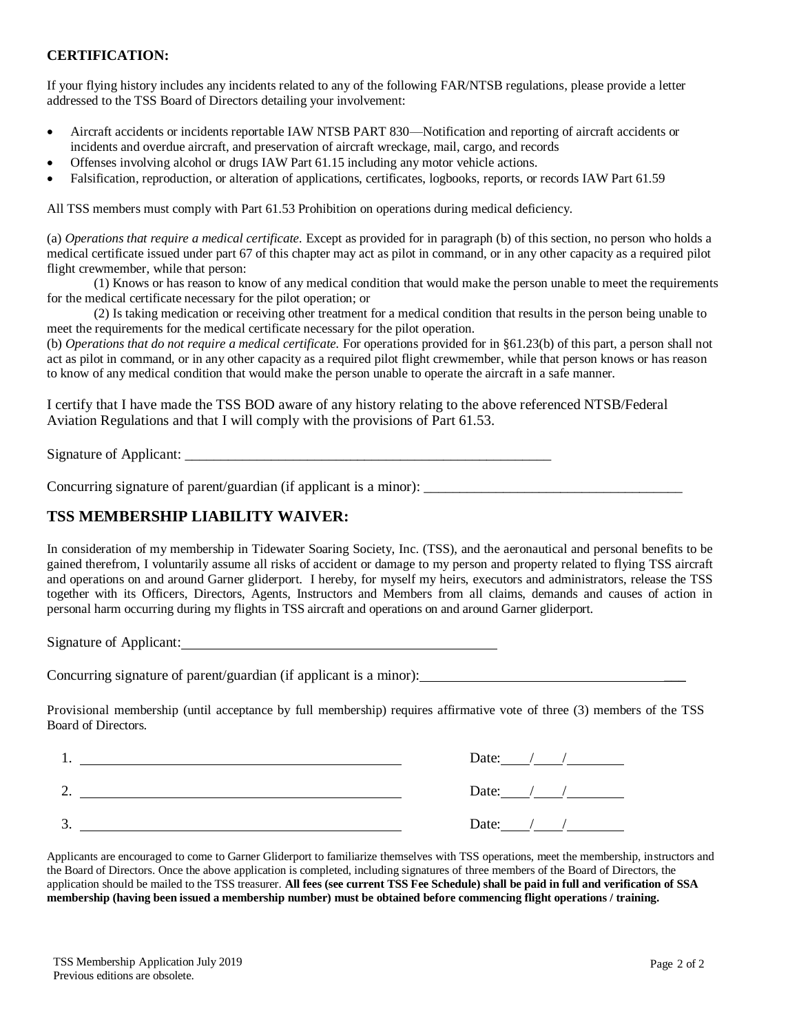**CERTIFICATION:**

If your flying history includes any incidents related to any of the following FAR/NTSB regulations, please provide a letter addressed to the TSS Board of Directors detailing your involvement:

- Aircraft accidents or incidents reportable IAW NTSB PART 830—Notification and reporting of aircraft accidents or incidents and overdue aircraft, and preservation of aircraft wreckage, mail, cargo, and records
- Offenses involving alcohol or drugs IAW Part 61.15 including any motor vehicle actions.
- Falsification, reproduction, or alteration of applications, certificates, logbooks, reports, or records IAW Part 61.59

All TSS members must comply with Part 61.53 Prohibition on operations during medical deficiency.

(a) *Operations that require a medical certificate.* Except as provided for in paragraph (b) of this section, no person who holds a medical certificate issued under part 67 of this chapter may act as pilot in command, or in any other capacity as a required pilot flight crewmember, while that person:

(1) Knows or has reason to know of any medical condition that would make the person unable to meet the requirements for the medical certificate necessary for the pilot operation; or

(2) Is taking medication or receiving other treatment for a medical condition that results in the person being unable to meet the requirements for the medical certificate necessary for the pilot operation.

(b) *Operations that do not require a medical certificate.* For operations provided for in §61.23(b) of this part, a person shall not act as pilot in command, or in any other capacity as a required pilot flight crewmember, while that person knows or has reason to know of any medical condition that would make the person unable to operate the aircraft in a safe manner.

I certify that I have made the TSS BOD aware of any history relating to the above referenced NTSB/Federal Aviation Regulations and that I will comply with the provisions of Part 61.53.

Signature of Applicant: ______________________________________________________

Concurring signature of parent/guardian (if applicant is a minor): ____________________________________

## TSS MEMBERSHIP LIABILITY WAIVER:

In consideration of my membership in Tidewater Soaring Society, Inc. (TSS), and the aeronautical and personal benefits to be gained therefrom, I voluntarily assume all risks of accident or damage to my person and property related to flying TSS aircraft and operations on and around Garner gliderport. I hereby, for myself my heirs, executors and administrators, release the TSS together with its Officers, Directors, Agents, Instructors and Members from all claims, demands and causes of action in personal harm occurring during my flights in TSS aircraft and operations on and around Garner gliderport.

Signature of Applicant: ______________________________________________

Concurring signature of parent/guardian (if applicant is a minor): ____________________________________

Provisional membership (until acceptance by full membership) requires affirmative vote of three (3) members of the TSS Board of Directors.

1. ______________________________________________ Date: ____/____/________

2. ______________________________________________ Date: ____/____/________

3. ______________________________________________ Date: ____/____/________

Applicants are encouraged to come to Garner Gliderport to familiarize themselves with TSS operations, meet the membership, instructors and the Board of Directors. Once the above application is completed, including signatures of three members of the Board of Directors, the application should be mailed to the TSS treasurer. **All fees (see current TSS Fee Schedule) shall be paid in full and verification of SSA membership (having been issued a membership number) must be obtained before commencing flight operations / training.**

TSS Membership Application July 2019
Previous editions are obsolete.